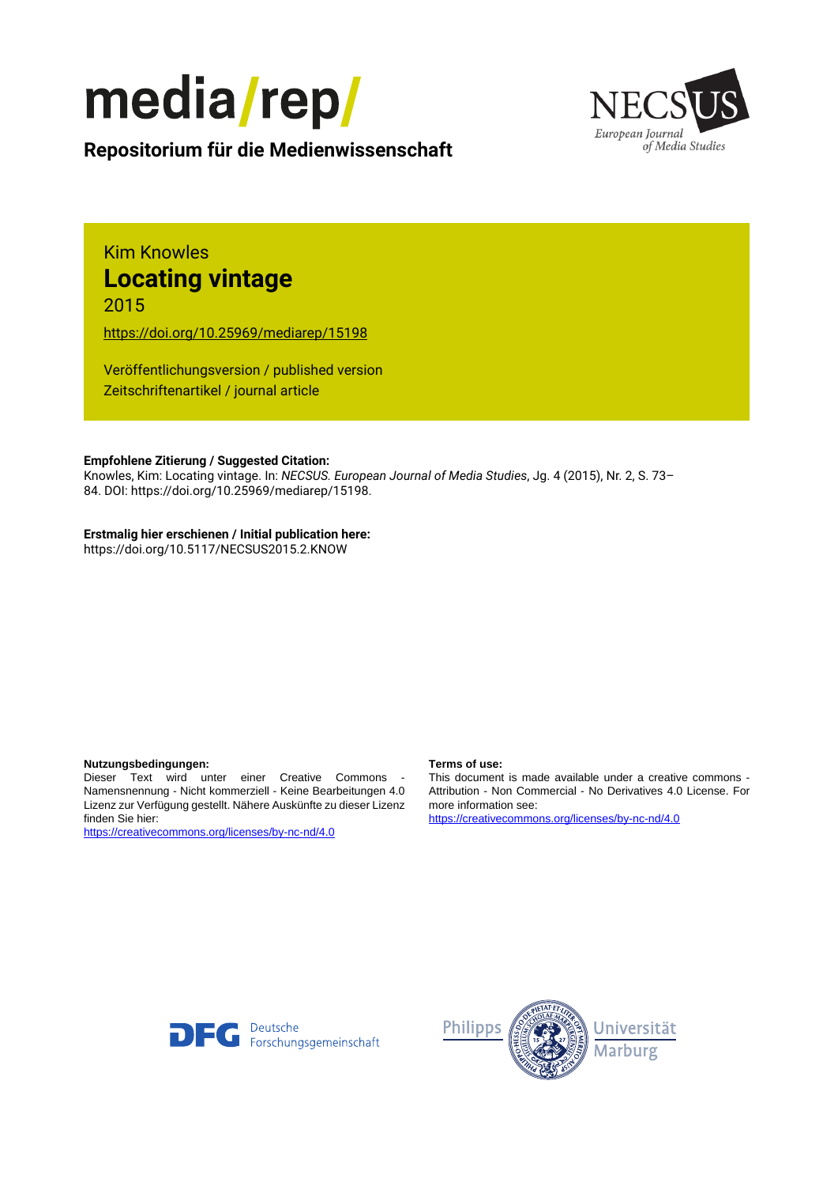media/rep/

**Repositorium für die Medienwissenschaft**

NECSUS European Journal of Media Studies

Kim Knowles

# Locating vintage

2015

https://doi.org/10.25969/mediarep/15198

Veröffentlichungsversion / published version
Zeitschriftenartikel / journal article

**Empfohlene Zitierung / Suggested Citation:**
Knowles, Kim: Locating vintage. In: *NECSUS. European Journal of Media Studies*, Jg. 4 (2015), Nr. 2, S. 73–84. DOI: https://doi.org/10.25969/mediarep/15198.

**Erstmalig hier erschienen / Initial publication here:**
https://doi.org/10.5117/NECSUS2015.2.KNOW

**Nutzungsbedingungen:**
Dieser Text wird unter einer Creative Commons - Namensnennung - Nicht kommerziell - Keine Bearbeitungen 4.0 Lizenz zur Verfügung gestellt. Nähere Auskünfte zu dieser Lizenz finden Sie hier:
https://creativecommons.org/licenses/by-nc-nd/4.0

**Terms of use:**
This document is made available under a creative commons - Attribution - Non Commercial - No Derivatives 4.0 License. For more information see:
https://creativecommons.org/licenses/by-nc-nd/4.0

Deutsche Forschungsgemeinschaft

Philipps Universität Marburg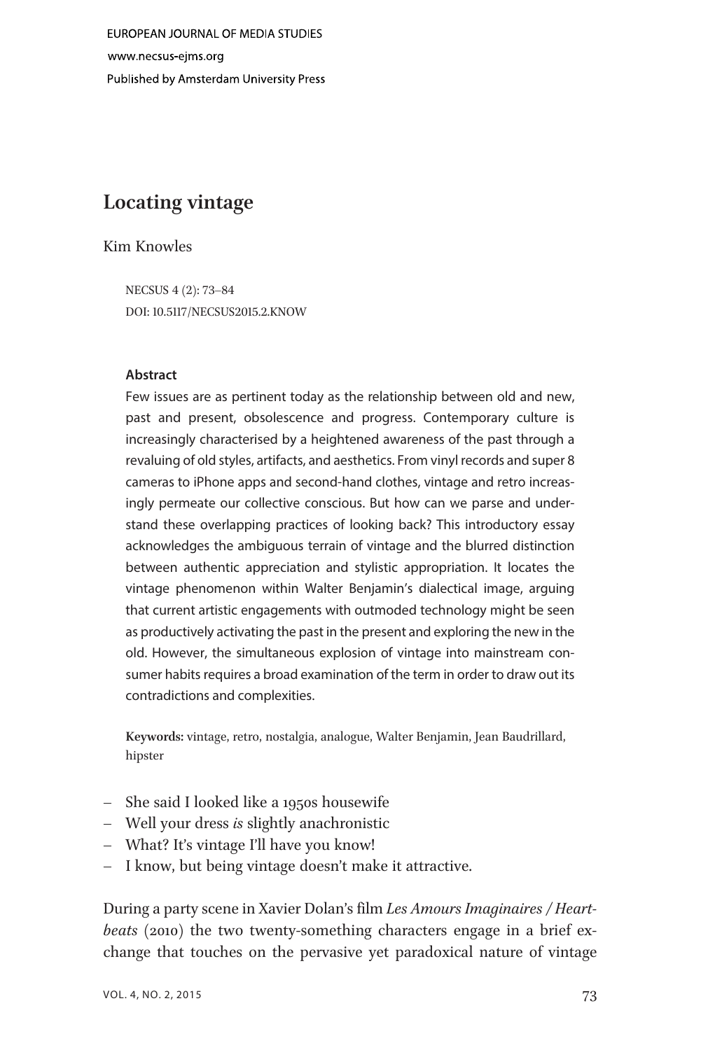EUROPEAN JOURNAL OF MEDIA STUDIES

www.necsus-ejms.org

Published by Amsterdam University Press

# Locating vintage

Kim Knowles

NECSUS 4 (2): 73–84
DOI: 10.5117/NECSUS2015.2.KNOW

**Abstract**

Few issues are as pertinent today as the relationship between old and new, past and present, obsolescence and progress. Contemporary culture is increasingly characterised by a heightened awareness of the past through a revaluing of old styles, artifacts, and aesthetics. From vinyl records and super 8 cameras to iPhone apps and second-hand clothes, vintage and retro increasingly permeate our collective conscious. But how can we parse and understand these overlapping practices of looking back? This introductory essay acknowledges the ambiguous terrain of vintage and the blurred distinction between authentic appreciation and stylistic appropriation. It locates the vintage phenomenon within Walter Benjamin's dialectical image, arguing that current artistic engagements with outmoded technology might be seen as productively activating the past in the present and exploring the new in the old. However, the simultaneous explosion of vintage into mainstream consumer habits requires a broad examination of the term in order to draw out its contradictions and complexities.

**Keywords:** vintage, retro, nostalgia, analogue, Walter Benjamin, Jean Baudrillard, hipster

– She said I looked like a 1950s housewife
– Well your dress *is* slightly anachronistic
– What? It's vintage I'll have you know!
– I know, but being vintage doesn't make it attractive.

During a party scene in Xavier Dolan's film *Les Amours Imaginaires / Heartbeats* (2010) the two twenty-something characters engage in a brief exchange that touches on the pervasive yet paradoxical nature of vintage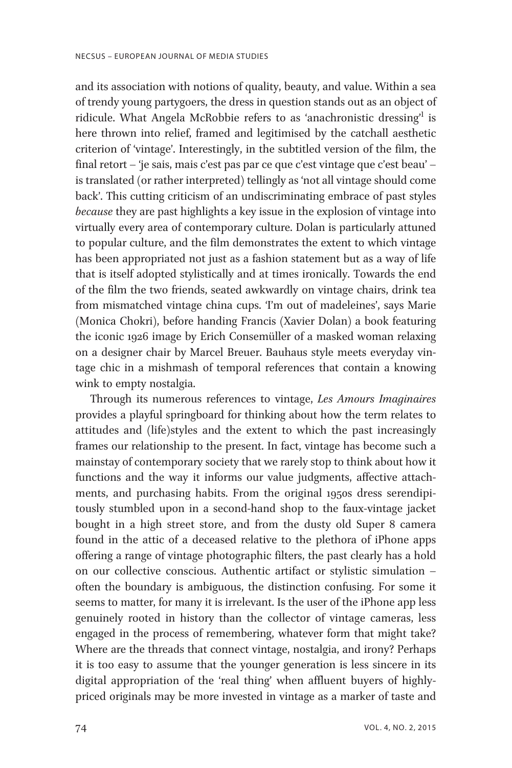and its association with notions of quality, beauty, and value. Within a sea of trendy young partygoers, the dress in question stands out as an object of ridicule. What Angela McRobbie refers to as 'anachronistic dressing'[1] is here thrown into relief, framed and legitimised by the catchall aesthetic criterion of 'vintage'. Interestingly, in the subtitled version of the film, the final retort – 'je sais, mais c'est pas par ce que c'est vintage que c'est beau' – is translated (or rather interpreted) tellingly as 'not all vintage should come back'. This cutting criticism of an undiscriminating embrace of past styles *because* they are past highlights a key issue in the explosion of vintage into virtually every area of contemporary culture. Dolan is particularly attuned to popular culture, and the film demonstrates the extent to which vintage has been appropriated not just as a fashion statement but as a way of life that is itself adopted stylistically and at times ironically. Towards the end of the film the two friends, seated awkwardly on vintage chairs, drink tea from mismatched vintage china cups. 'I'm out of madeleines', says Marie (Monica Chokri), before handing Francis (Xavier Dolan) a book featuring the iconic 1926 image by Erich Consemüller of a masked woman relaxing on a designer chair by Marcel Breuer. Bauhaus style meets everyday vintage chic in a mishmash of temporal references that contain a knowing wink to empty nostalgia.

Through its numerous references to vintage, *Les Amours Imaginaires* provides a playful springboard for thinking about how the term relates to attitudes and (life)styles and the extent to which the past increasingly frames our relationship to the present. In fact, vintage has become such a mainstay of contemporary society that we rarely stop to think about how it functions and the way it informs our value judgments, affective attachments, and purchasing habits. From the original 1950s dress serendipitously stumbled upon in a second-hand shop to the faux-vintage jacket bought in a high street store, and from the dusty old Super 8 camera found in the attic of a deceased relative to the plethora of iPhone apps offering a range of vintage photographic filters, the past clearly has a hold on our collective conscious. Authentic artifact or stylistic simulation – often the boundary is ambiguous, the distinction confusing. For some it seems to matter, for many it is irrelevant. Is the user of the iPhone app less genuinely rooted in history than the collector of vintage cameras, less engaged in the process of remembering, whatever form that might take? Where are the threads that connect vintage, nostalgia, and irony? Perhaps it is too easy to assume that the younger generation is less sincere in its digital appropriation of the 'real thing' when affluent buyers of highly-priced originals may be more invested in vintage as a marker of taste and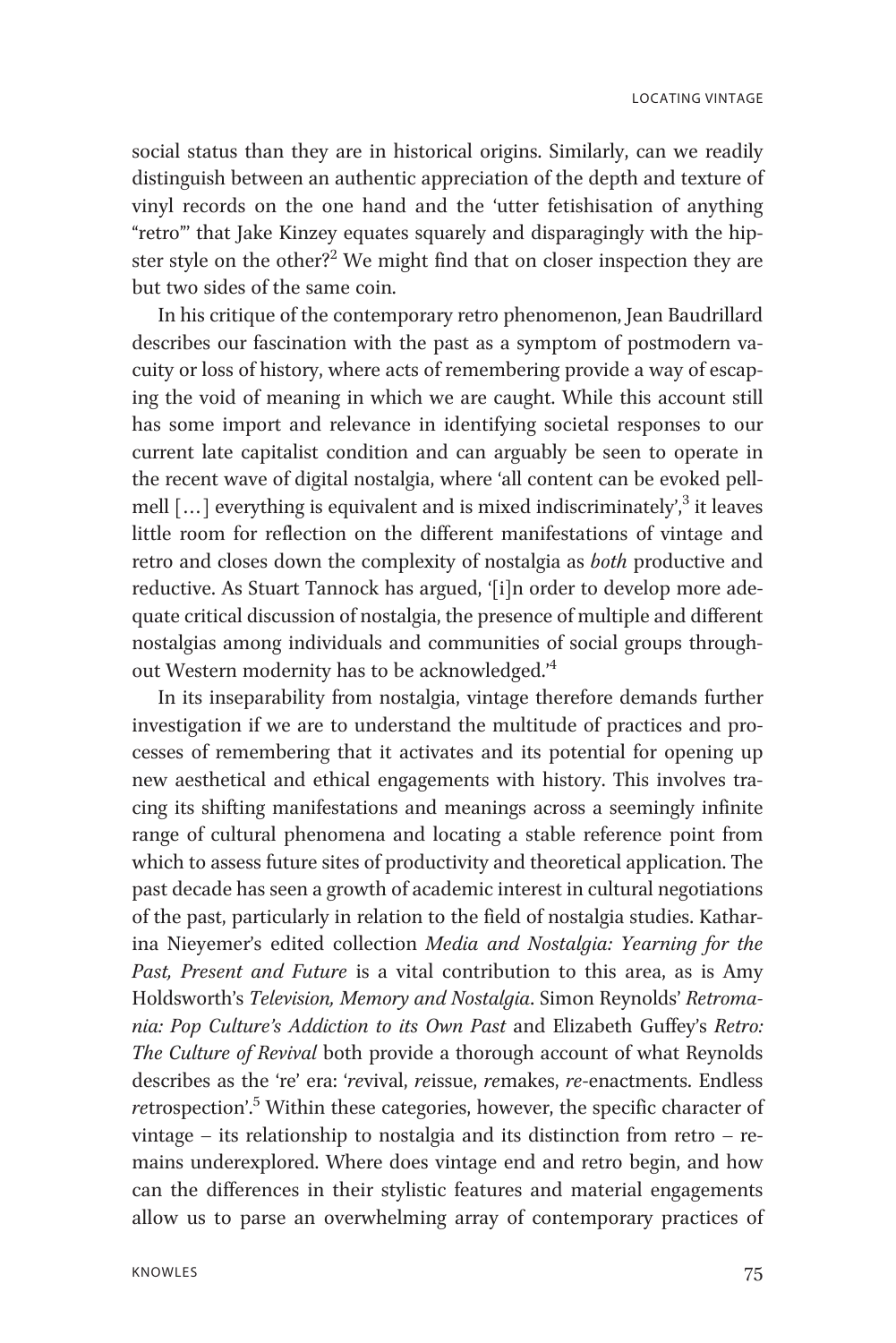social status than they are in historical origins. Similarly, can we readily distinguish between an authentic appreciation of the depth and texture of vinyl records on the one hand and the 'utter fetishisation of anything "retro"' that Jake Kinzey equates squarely and disparagingly with the hipster style on the other?[2] We might find that on closer inspection they are but two sides of the same coin.

In his critique of the contemporary retro phenomenon, Jean Baudrillard describes our fascination with the past as a symptom of postmodern vacuity or loss of history, where acts of remembering provide a way of escaping the void of meaning in which we are caught. While this account still has some import and relevance in identifying societal responses to our current late capitalist condition and can arguably be seen to operate in the recent wave of digital nostalgia, where 'all content can be evoked pell-mell [...] everything is equivalent and is mixed indiscriminately',[3] it leaves little room for reflection on the different manifestations of vintage and retro and closes down the complexity of nostalgia as *both* productive and reductive. As Stuart Tannock has argued, '[i]n order to develop more adequate critical discussion of nostalgia, the presence of multiple and different nostalgias among individuals and communities of social groups throughout Western modernity has to be acknowledged.'[4]

In its inseparability from nostalgia, vintage therefore demands further investigation if we are to understand the multitude of practices and processes of remembering that it activates and its potential for opening up new aesthetical and ethical engagements with history. This involves tracing its shifting manifestations and meanings across a seemingly infinite range of cultural phenomena and locating a stable reference point from which to assess future sites of productivity and theoretical application. The past decade has seen a growth of academic interest in cultural negotiations of the past, particularly in relation to the field of nostalgia studies. Katharina Nieyemer's edited collection *Media and Nostalgia: Yearning for the Past, Present and Future* is a vital contribution to this area, as is Amy Holdsworth's *Television, Memory and Nostalgia*. Simon Reynolds' *Retromania: Pop Culture's Addiction to its Own Past* and Elizabeth Guffey's *Retro: The Culture of Revival* both provide a thorough account of what Reynolds describes as the 're' era: '*re*vival, *re*issue, *re*makes, *re*-enactments. Endless *re*trospection'.[5] Within these categories, however, the specific character of vintage – its relationship to nostalgia and its distinction from retro – remains underexplored. Where does vintage end and retro begin, and how can the differences in their stylistic features and material engagements allow us to parse an overwhelming array of contemporary practices of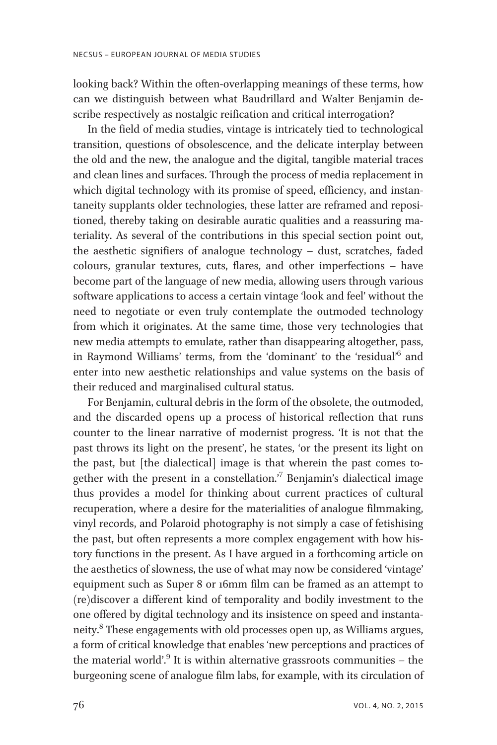looking back? Within the often-overlapping meanings of these terms, how can we distinguish between what Baudrillard and Walter Benjamin describe respectively as nostalgic reification and critical interrogation?

In the field of media studies, vintage is intricately tied to technological transition, questions of obsolescence, and the delicate interplay between the old and the new, the analogue and the digital, tangible material traces and clean lines and surfaces. Through the process of media replacement in which digital technology with its promise of speed, efficiency, and instantaneity supplants older technologies, these latter are reframed and repositioned, thereby taking on desirable auratic qualities and a reassuring materiality. As several of the contributions in this special section point out, the aesthetic signifiers of analogue technology – dust, scratches, faded colours, granular textures, cuts, flares, and other imperfections – have become part of the language of new media, allowing users through various software applications to access a certain vintage 'look and feel' without the need to negotiate or even truly contemplate the outmoded technology from which it originates. At the same time, those very technologies that new media attempts to emulate, rather than disappearing altogether, pass, in Raymond Williams' terms, from the 'dominant' to the 'residual'[6] and enter into new aesthetic relationships and value systems on the basis of their reduced and marginalised cultural status.

For Benjamin, cultural debris in the form of the obsolete, the outmoded, and the discarded opens up a process of historical reflection that runs counter to the linear narrative of modernist progress. 'It is not that the past throws its light on the present', he states, 'or the present its light on the past, but [the dialectical] image is that wherein the past comes together with the present in a constellation.'[7] Benjamin's dialectical image thus provides a model for thinking about current practices of cultural recuperation, where a desire for the materialities of analogue filmmaking, vinyl records, and Polaroid photography is not simply a case of fetishising the past, but often represents a more complex engagement with how history functions in the present. As I have argued in a forthcoming article on the aesthetics of slowness, the use of what may now be considered 'vintage' equipment such as Super 8 or 16mm film can be framed as an attempt to (re)discover a different kind of temporality and bodily investment to the one offered by digital technology and its insistence on speed and instantaneity.[8] These engagements with old processes open up, as Williams argues, a form of critical knowledge that enables 'new perceptions and practices of the material world'.[9] It is within alternative grassroots communities – the burgeoning scene of analogue film labs, for example, with its circulation of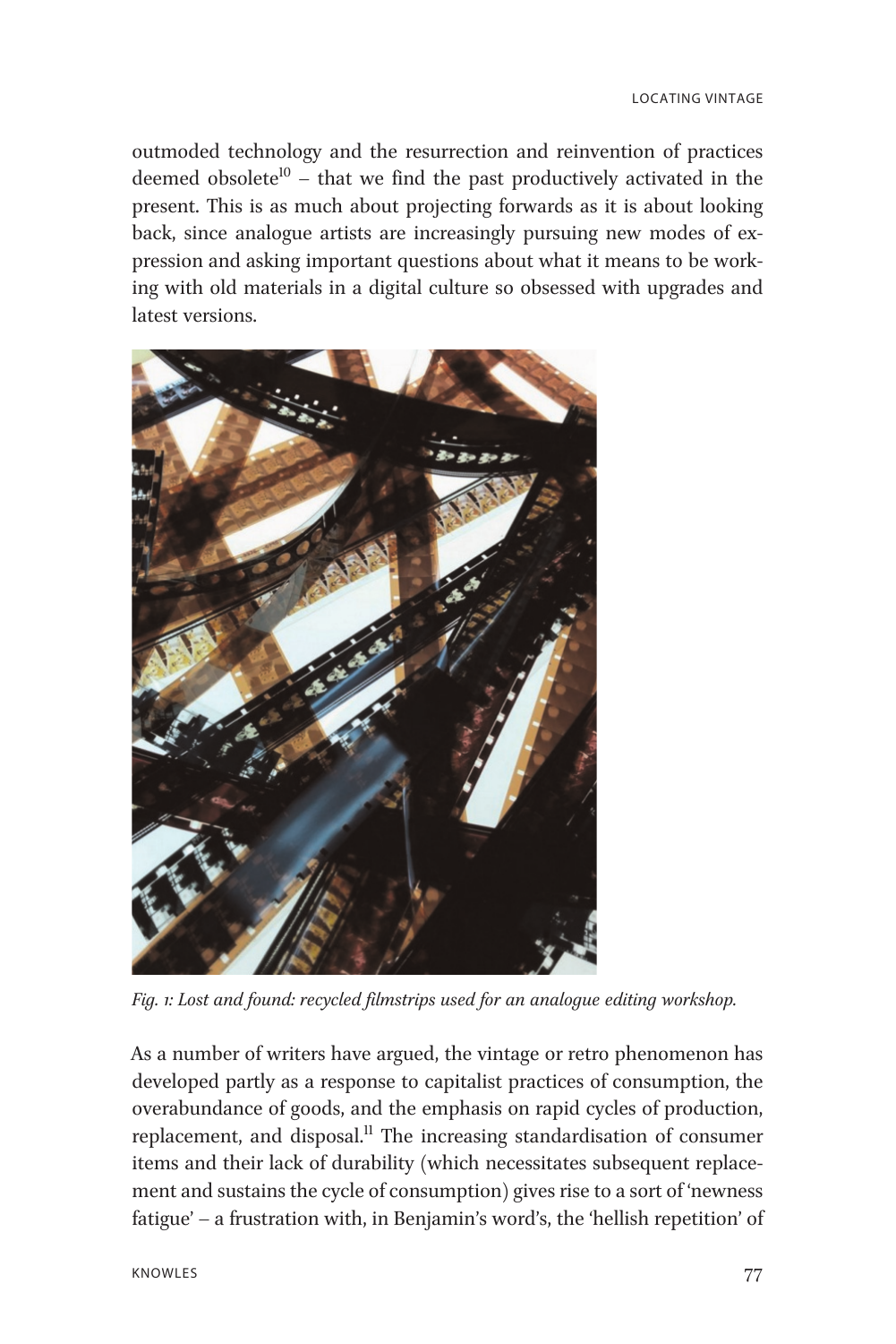outmoded technology and the resurrection and reinvention of practices deemed obsolete[10] – that we find the past productively activated in the present. This is as much about projecting forwards as it is about looking back, since analogue artists are increasingly pursuing new modes of expression and asking important questions about what it means to be working with old materials in a digital culture so obsessed with upgrades and latest versions.

*Fig. 1: Lost and found: recycled filmstrips used for an analogue editing workshop.*

As a number of writers have argued, the vintage or retro phenomenon has developed partly as a response to capitalist practices of consumption, the overabundance of goods, and the emphasis on rapid cycles of production, replacement, and disposal.[11] The increasing standardisation of consumer items and their lack of durability (which necessitates subsequent replacement and sustains the cycle of consumption) gives rise to a sort of 'newness fatigue' – a frustration with, in Benjamin's word's, the 'hellish repetition' of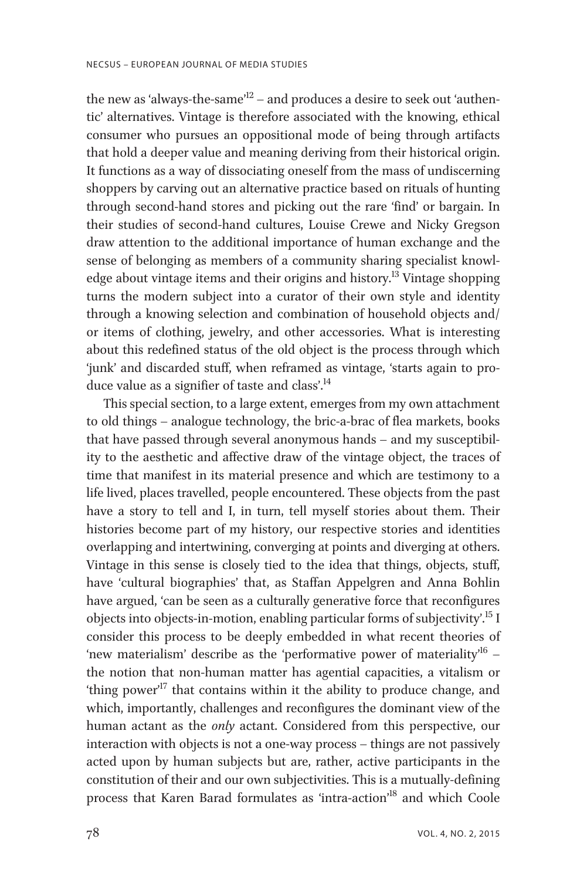the new as 'always-the-same'[12] – and produces a desire to seek out 'authentic' alternatives. Vintage is therefore associated with the knowing, ethical consumer who pursues an oppositional mode of being through artifacts that hold a deeper value and meaning deriving from their historical origin. It functions as a way of dissociating oneself from the mass of undiscerning shoppers by carving out an alternative practice based on rituals of hunting through second-hand stores and picking out the rare 'find' or bargain. In their studies of second-hand cultures, Louise Crewe and Nicky Gregson draw attention to the additional importance of human exchange and the sense of belonging as members of a community sharing specialist knowledge about vintage items and their origins and history.[13] Vintage shopping turns the modern subject into a curator of their own style and identity through a knowing selection and combination of household objects and/or items of clothing, jewelry, and other accessories. What is interesting about this redefined status of the old object is the process through which 'junk' and discarded stuff, when reframed as vintage, 'starts again to produce value as a signifier of taste and class'.[14]

This special section, to a large extent, emerges from my own attachment to old things – analogue technology, the bric-a-brac of flea markets, books that have passed through several anonymous hands – and my susceptibility to the aesthetic and affective draw of the vintage object, the traces of time that manifest in its material presence and which are testimony to a life lived, places travelled, people encountered. These objects from the past have a story to tell and I, in turn, tell myself stories about them. Their histories become part of my history, our respective stories and identities overlapping and intertwining, converging at points and diverging at others. Vintage in this sense is closely tied to the idea that things, objects, stuff, have 'cultural biographies' that, as Staffan Appelgren and Anna Bohlin have argued, 'can be seen as a culturally generative force that reconfigures objects into objects-in-motion, enabling particular forms of subjectivity'.[15] I consider this process to be deeply embedded in what recent theories of 'new materialism' describe as the 'performative power of materiality'[16] – the notion that non-human matter has agential capacities, a vitalism or 'thing power'[17] that contains within it the ability to produce change, and which, importantly, challenges and reconfigures the dominant view of the human actant as the *only* actant. Considered from this perspective, our interaction with objects is not a one-way process – things are not passively acted upon by human subjects but are, rather, active participants in the constitution of their and our own subjectivities. This is a mutually-defining process that Karen Barad formulates as 'intra-action'[18] and which Coole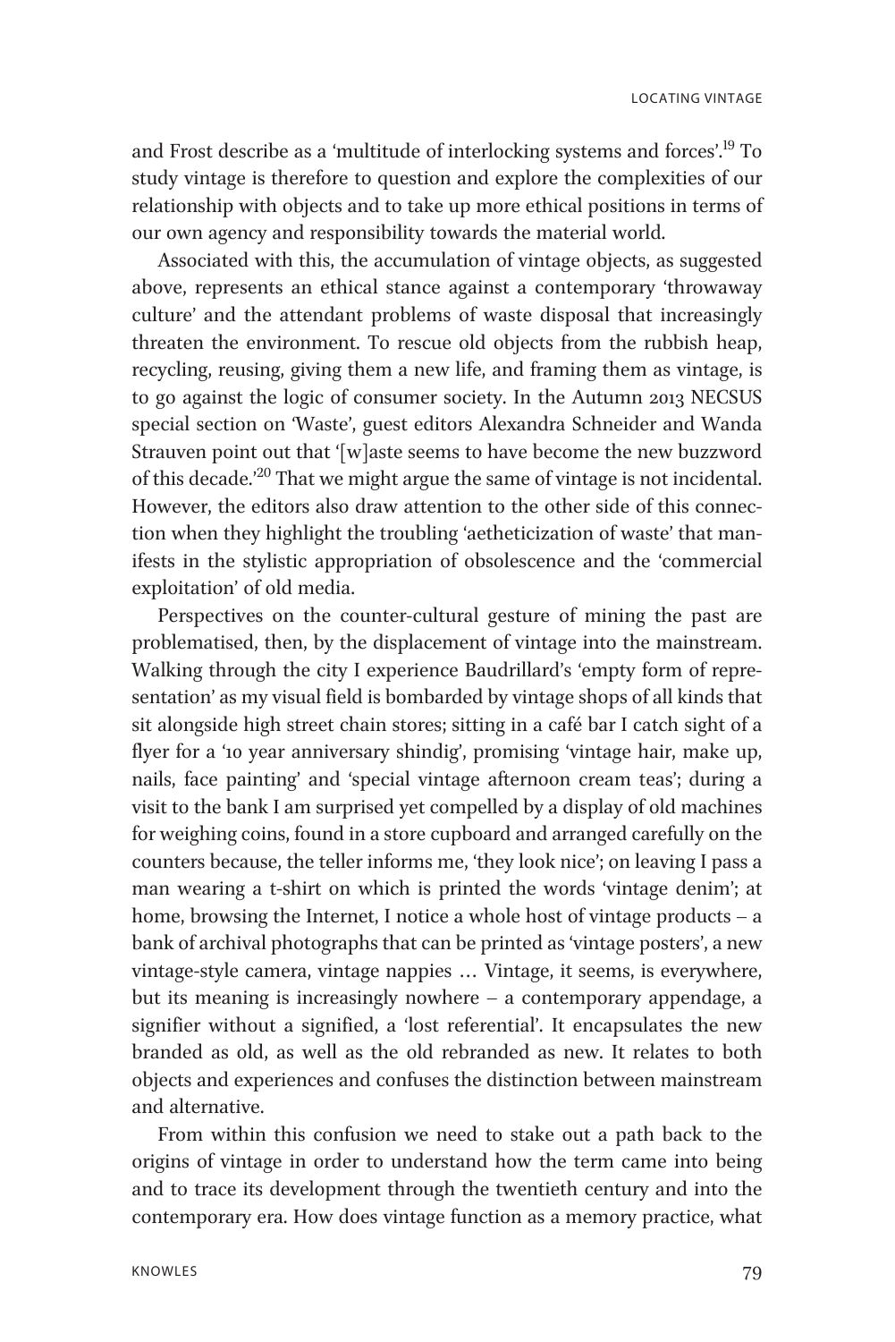and Frost describe as a 'multitude of interlocking systems and forces'.[19] To study vintage is therefore to question and explore the complexities of our relationship with objects and to take up more ethical positions in terms of our own agency and responsibility towards the material world.

Associated with this, the accumulation of vintage objects, as suggested above, represents an ethical stance against a contemporary 'throwaway culture' and the attendant problems of waste disposal that increasingly threaten the environment. To rescue old objects from the rubbish heap, recycling, reusing, giving them a new life, and framing them as vintage, is to go against the logic of consumer society. In the Autumn 2013 NECSUS special section on 'Waste', guest editors Alexandra Schneider and Wanda Strauven point out that '[w]aste seems to have become the new buzzword of this decade.'[20] That we might argue the same of vintage is not incidental. However, the editors also draw attention to the other side of this connection when they highlight the troubling 'aetheticization of waste' that manifests in the stylistic appropriation of obsolescence and the 'commercial exploitation' of old media.

Perspectives on the counter-cultural gesture of mining the past are problematised, then, by the displacement of vintage into the mainstream. Walking through the city I experience Baudrillard's 'empty form of representation' as my visual field is bombarded by vintage shops of all kinds that sit alongside high street chain stores; sitting in a café bar I catch sight of a flyer for a '10 year anniversary shindig', promising 'vintage hair, make up, nails, face painting' and 'special vintage afternoon cream teas'; during a visit to the bank I am surprised yet compelled by a display of old machines for weighing coins, found in a store cupboard and arranged carefully on the counters because, the teller informs me, 'they look nice'; on leaving I pass a man wearing a t-shirt on which is printed the words 'vintage denim'; at home, browsing the Internet, I notice a whole host of vintage products – a bank of archival photographs that can be printed as 'vintage posters', a new vintage-style camera, vintage nappies … Vintage, it seems, is everywhere, but its meaning is increasingly nowhere – a contemporary appendage, a signifier without a signified, a 'lost referential'. It encapsulates the new branded as old, as well as the old rebranded as new. It relates to both objects and experiences and confuses the distinction between mainstream and alternative.

From within this confusion we need to stake out a path back to the origins of vintage in order to understand how the term came into being and to trace its development through the twentieth century and into the contemporary era. How does vintage function as a memory practice, what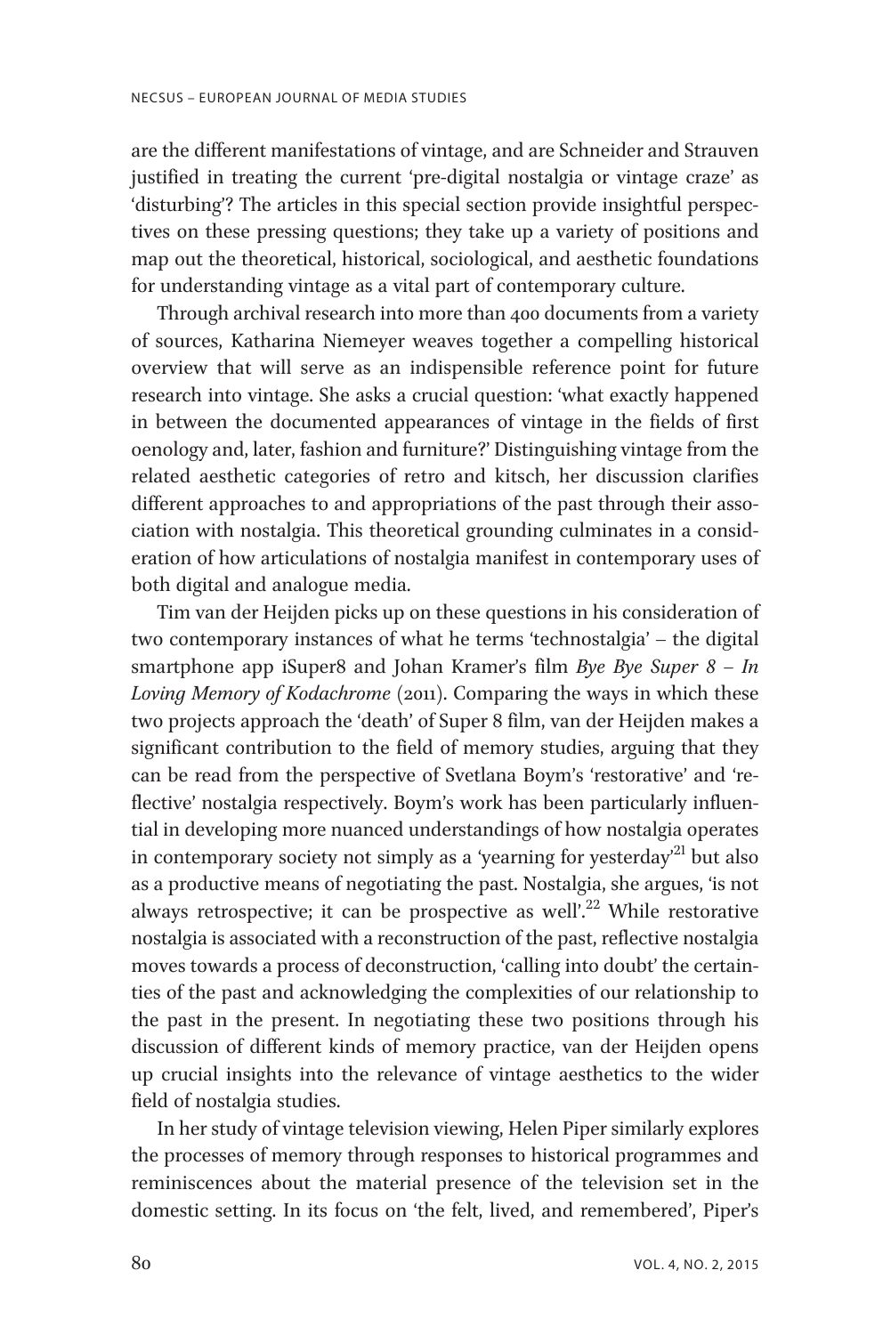are the different manifestations of vintage, and are Schneider and Strauven justified in treating the current 'pre-digital nostalgia or vintage craze' as 'disturbing'? The articles in this special section provide insightful perspectives on these pressing questions; they take up a variety of positions and map out the theoretical, historical, sociological, and aesthetic foundations for understanding vintage as a vital part of contemporary culture.

Through archival research into more than 400 documents from a variety of sources, Katharina Niemeyer weaves together a compelling historical overview that will serve as an indispensible reference point for future research into vintage. She asks a crucial question: 'what exactly happened in between the documented appearances of vintage in the fields of first oenology and, later, fashion and furniture?' Distinguishing vintage from the related aesthetic categories of retro and kitsch, her discussion clarifies different approaches to and appropriations of the past through their association with nostalgia. This theoretical grounding culminates in a consideration of how articulations of nostalgia manifest in contemporary uses of both digital and analogue media.

Tim van der Heijden picks up on these questions in his consideration of two contemporary instances of what he terms 'technostalgia' – the digital smartphone app iSuper8 and Johan Kramer's film *Bye Bye Super 8 – In Loving Memory of Kodachrome* (2011). Comparing the ways in which these two projects approach the 'death' of Super 8 film, van der Heijden makes a significant contribution to the field of memory studies, arguing that they can be read from the perspective of Svetlana Boym's 'restorative' and 'reflective' nostalgia respectively. Boym's work has been particularly influential in developing more nuanced understandings of how nostalgia operates in contemporary society not simply as a 'yearning for yesterday'[21] but also as a productive means of negotiating the past. Nostalgia, she argues, 'is not always retrospective; it can be prospective as well'.[22] While restorative nostalgia is associated with a reconstruction of the past, reflective nostalgia moves towards a process of deconstruction, 'calling into doubt' the certainties of the past and acknowledging the complexities of our relationship to the past in the present. In negotiating these two positions through his discussion of different kinds of memory practice, van der Heijden opens up crucial insights into the relevance of vintage aesthetics to the wider field of nostalgia studies.

In her study of vintage television viewing, Helen Piper similarly explores the processes of memory through responses to historical programmes and reminiscences about the material presence of the television set in the domestic setting. In its focus on 'the felt, lived, and remembered', Piper's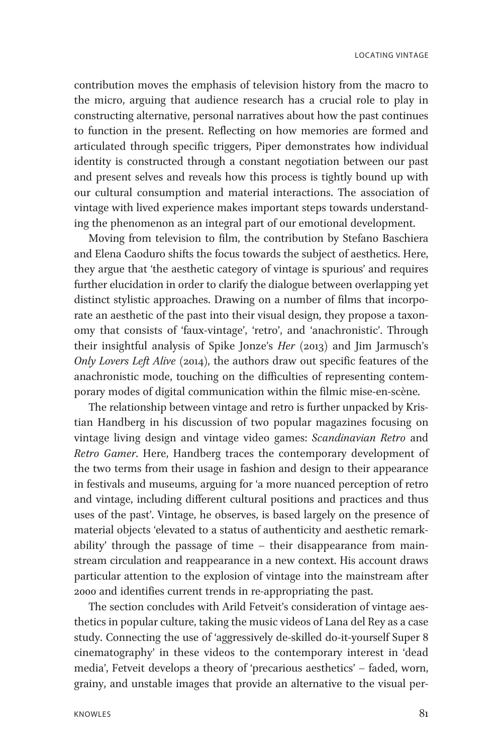contribution moves the emphasis of television history from the macro to the micro, arguing that audience research has a crucial role to play in constructing alternative, personal narratives about how the past continues to function in the present. Reflecting on how memories are formed and articulated through specific triggers, Piper demonstrates how individual identity is constructed through a constant negotiation between our past and present selves and reveals how this process is tightly bound up with our cultural consumption and material interactions. The association of vintage with lived experience makes important steps towards understanding the phenomenon as an integral part of our emotional development.

Moving from television to film, the contribution by Stefano Baschiera and Elena Caoduro shifts the focus towards the subject of aesthetics. Here, they argue that 'the aesthetic category of vintage is spurious' and requires further elucidation in order to clarify the dialogue between overlapping yet distinct stylistic approaches. Drawing on a number of films that incorporate an aesthetic of the past into their visual design, they propose a taxonomy that consists of 'faux-vintage', 'retro', and 'anachronistic'. Through their insightful analysis of Spike Jonze's *Her* (2013) and Jim Jarmusch's *Only Lovers Left Alive* (2014), the authors draw out specific features of the anachronistic mode, touching on the difficulties of representing contemporary modes of digital communication within the filmic mise-en-scène.

The relationship between vintage and retro is further unpacked by Kristian Handberg in his discussion of two popular magazines focusing on vintage living design and vintage video games: *Scandinavian Retro* and *Retro Gamer*. Here, Handberg traces the contemporary development of the two terms from their usage in fashion and design to their appearance in festivals and museums, arguing for 'a more nuanced perception of retro and vintage, including different cultural positions and practices and thus uses of the past'. Vintage, he observes, is based largely on the presence of material objects 'elevated to a status of authenticity and aesthetic remarkability' through the passage of time – their disappearance from mainstream circulation and reappearance in a new context. His account draws particular attention to the explosion of vintage into the mainstream after 2000 and identifies current trends in re-appropriating the past.

The section concludes with Arild Fetveit's consideration of vintage aesthetics in popular culture, taking the music videos of Lana del Rey as a case study. Connecting the use of 'aggressively de-skilled do-it-yourself Super 8 cinematography' in these videos to the contemporary interest in 'dead media', Fetveit develops a theory of 'precarious aesthetics' – faded, worn, grainy, and unstable images that provide an alternative to the visual per-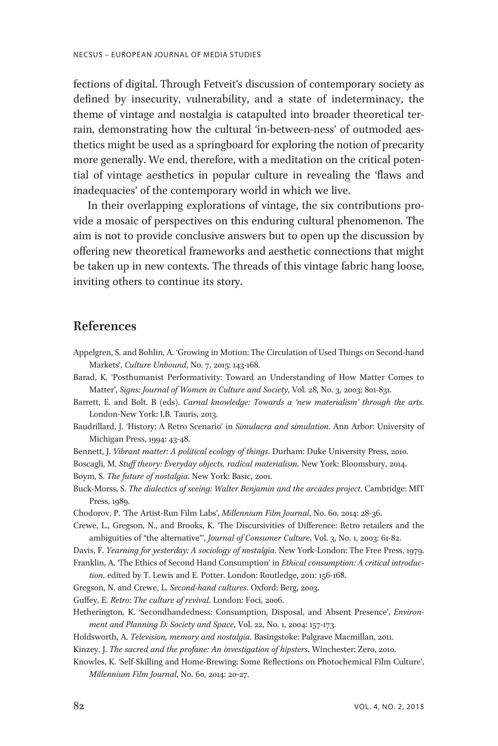fections of digital. Through Fetveit's discussion of contemporary society as defined by insecurity, vulnerability, and a state of indeterminacy, the theme of vintage and nostalgia is catapulted into broader theoretical terrain, demonstrating how the cultural 'in-between-ness' of outmoded aesthetics might be used as a springboard for exploring the notion of precarity more generally. We end, therefore, with a meditation on the critical potential of vintage aesthetics in popular culture in revealing the 'flaws and inadequacies' of the contemporary world in which we live.

In their overlapping explorations of vintage, the six contributions provide a mosaic of perspectives on this enduring cultural phenomenon. The aim is not to provide conclusive answers but to open up the discussion by offering new theoretical frameworks and aesthetic connections that might be taken up in new contexts. The threads of this vintage fabric hang loose, inviting others to continue its story.

## References

Appelgren, S. and Bohlin, A. 'Growing in Motion: The Circulation of Used Things on Second-hand Markets', *Culture Unbound*, No. 7, 2015: 143-168.

Barad, K. 'Posthumanist Performativity: Toward an Understanding of How Matter Comes to Matter', *Signs: Journal of Women in Culture and Society*, Vol. 28, No. 3, 2003: 801-831.

Barrett, E. and Bolt. B (eds). *Carnal knowledge: Towards a 'new materialism' through the arts*. London-New York: I.B. Tauris, 2013.

Baudrillard, J. 'History: A Retro Scenario' in *Simulacra and simulation*. Ann Arbor: University of Michigan Press, 1994: 43-48.

Bennett, J. *Vibrant matter: A political ecology of things*. Durham: Duke University Press, 2010.

Boscagli, M. *Stuff theory: Everyday objects, radical materialism*. New York: Bloomsbury, 2014.

Boym, S. *The future of nostalgia*. New York: Basic, 2001.

Buck-Morss, S. *The dialectics of seeing: Walter Benjamin and the arcades project*. Cambridge: MIT Press, 1989.

Chodorov, P. 'The Artist-Run Film Labs', *Millennium Film Journal*, No. 60, 2014: 28-36.

Crewe, L., Gregson, N., and Brooks, K. 'The Discursivities of Difference: Retro retailers and the ambiguities of "the alternative"', *Journal of Consumer Culture*, Vol. 3, No. 1, 2003: 61-82.

Davis, F. *Yearning for yesterday: A sociology of nostalgia*. New York-London: The Free Press, 1979.

Franklin, A. 'The Ethics of Second Hand Consumption' in *Ethical consumption: A critical introduction*, edited by T. Lewis and E. Potter. London: Routledge, 2011: 156-168.

Gregson, N. and Crewe, L. *Second-hand cultures*. Oxford: Berg, 2003.

Guffey, E. *Retro: The culture of revival*. London: Foci, 2006.

Hetherington, K. 'Secondhandedness: Consumption, Disposal, and Absent Presence', *Environment and Planning D: Society and Space*, Vol. 22, No. 1, 2004: 157-173.

Holdsworth, A. *Television, memory and nostalgia*. Basingstoke: Palgrave Macmillan, 2011.

Kinzey, J. *The sacred and the profane: An investigation of hipsters*. Winchester: Zero, 2010.

Knowles, K. 'Self-Skilling and Home-Brewing: Some Reflections on Photochemical Film Culture', *Millennium Film Journal*, No. 60, 2014: 20-27.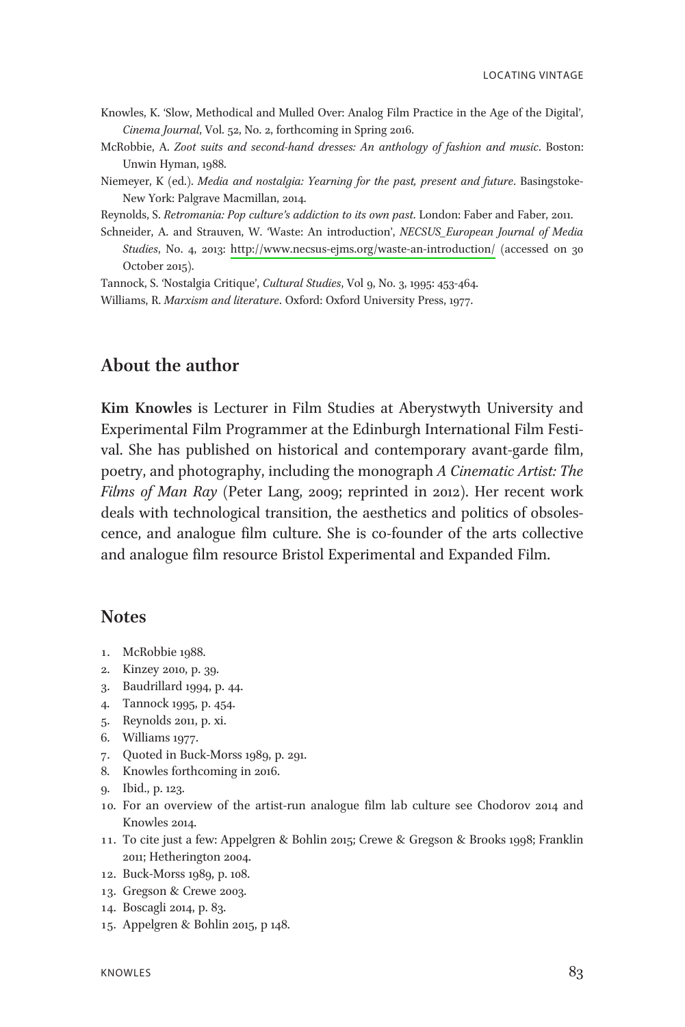Knowles, K. 'Slow, Methodical and Mulled Over: Analog Film Practice in the Age of the Digital', *Cinema Journal*, Vol. 52, No. 2, forthcoming in Spring 2016.

McRobbie, A. *Zoot suits and second-hand dresses: An anthology of fashion and music*. Boston: Unwin Hyman, 1988.

Niemeyer, K (ed.). *Media and nostalgia: Yearning for the past, present and future*. Basingstoke-New York: Palgrave Macmillan, 2014.

Reynolds, S. *Retromania: Pop culture's addiction to its own past*. London: Faber and Faber, 2011.

Schneider, A. and Strauven, W. 'Waste: An introduction', *NECSUS_European Journal of Media Studies*, No. 4, 2013: http://www.necsus-ejms.org/waste-an-introduction/ (accessed on 30 October 2015).

Tannock, S. 'Nostalgia Critique', *Cultural Studies*, Vol 9, No. 3, 1995: 453-464.

Williams, R. *Marxism and literature*. Oxford: Oxford University Press, 1977.

## About the author

**Kim Knowles** is Lecturer in Film Studies at Aberystwyth University and Experimental Film Programmer at the Edinburgh International Film Festival. She has published on historical and contemporary avant-garde film, poetry, and photography, including the monograph *A Cinematic Artist: The Films of Man Ray* (Peter Lang, 2009; reprinted in 2012). Her recent work deals with technological transition, the aesthetics and politics of obsolescence, and analogue film culture. She is co-founder of the arts collective and analogue film resource Bristol Experimental and Expanded Film.

## Notes

1. McRobbie 1988.
2. Kinzey 2010, p. 39.
3. Baudrillard 1994, p. 44.
4. Tannock 1995, p. 454.
5. Reynolds 2011, p. xi.
6. Williams 1977.
7. Quoted in Buck-Morss 1989, p. 291.
8. Knowles forthcoming in 2016.
9. Ibid., p. 123.
10. For an overview of the artist-run analogue film lab culture see Chodorov 2014 and Knowles 2014.
11. To cite just a few: Appelgren & Bohlin 2015; Crewe & Gregson & Brooks 1998; Franklin 2011; Hetherington 2004.
12. Buck-Morss 1989, p. 108.
13. Gregson & Crewe 2003.
14. Boscagli 2014, p. 83.
15. Appelgren & Bohlin 2015, p 148.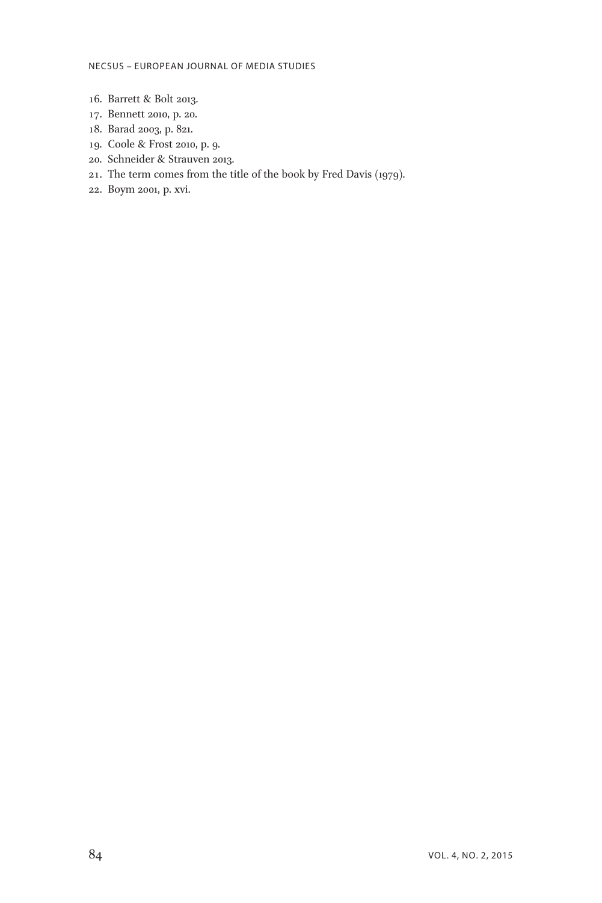16. Barrett & Bolt 2013.
17. Bennett 2010, p. 20.
18. Barad 2003, p. 821.
19. Coole & Frost 2010, p. 9.
20. Schneider & Strauven 2013.
21. The term comes from the title of the book by Fred Davis (1979).
22. Boym 2001, p. xvi.